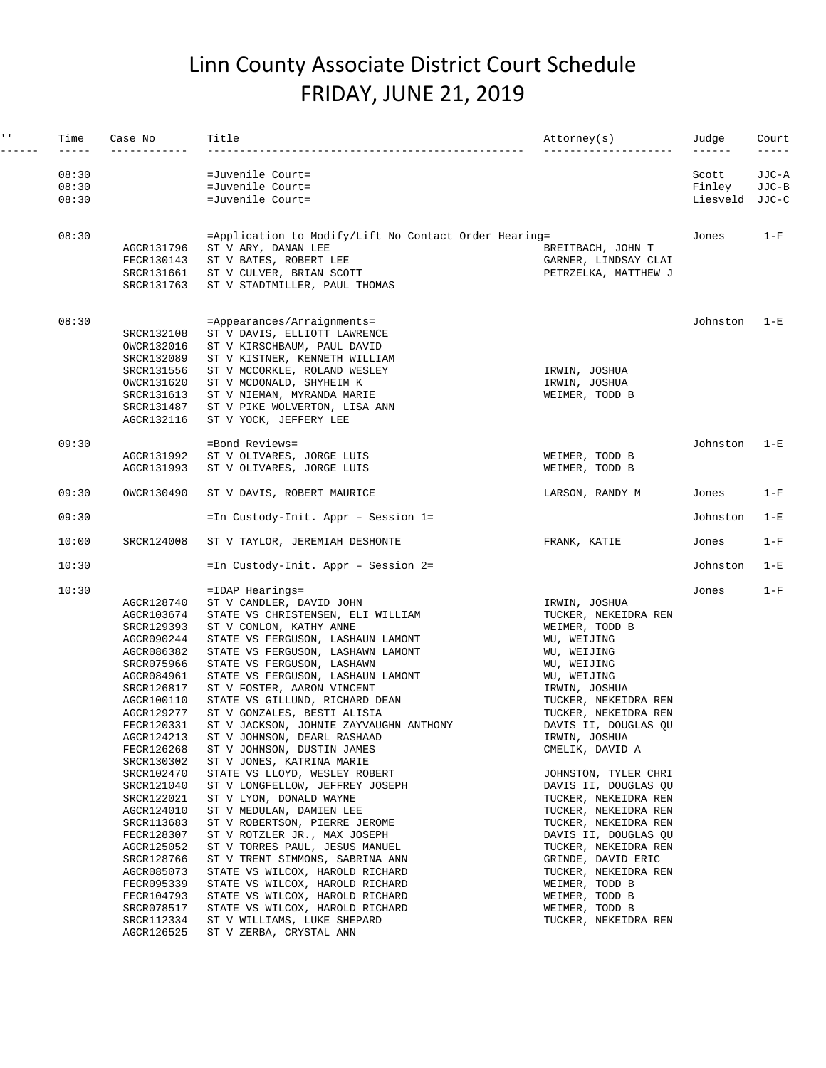# Linn County Associate District Court Schedule
# FRIDAY, JUNE 21, 2019

| '' | Time | Case No | Title | Attorney(s) | Judge | Court |
|---|---|---|---|---|---|---|
| | 08:30 | | =Juvenile Court= | | Scott | JJC-A |
| | 08:30 | | =Juvenile Court= | | Finley | JJC-B |
| | 08:30 | | =Juvenile Court= | | Liesveld | JJC-C |
| | 08:30 | | =Application to Modify/Lift No Contact Order Hearing= | | Jones | 1-F |
| | | AGCR131796 | ST V ARY, DANAN LEE | BREITBACH, JOHN T | | |
| | | FECR130143 | ST V BATES, ROBERT LEE | GARNER, LINDSAY CLAI | | |
| | | SRCR131661 | ST V CULVER, BRIAN SCOTT | PETRZELKA, MATTHEW J | | |
| | | SRCR131763 | ST V STADTMILLER, PAUL THOMAS | | | |
| | 08:30 | | =Appearances/Arraignments= | | Johnston | 1-E |
| | | SRCR132108 | ST V DAVIS, ELLIOTT LAWRENCE | | | |
| | | OWCR132016 | ST V KIRSCHBAUM, PAUL DAVID | | | |
| | | SRCR132089 | ST V KISTNER, KENNETH WILLIAM | | | |
| | | SRCR131556 | ST V MCCORKLE, ROLAND WESLEY | IRWIN, JOSHUA | | |
| | | OWCR131620 | ST V MCDONALD, SHYHEIM K | IRWIN, JOSHUA | | |
| | | SRCR131613 | ST V NIEMAN, MYRANDA MARIE | WEIMER, TODD B | | |
| | | SRCR131487 | ST V PIKE WOLVERTON, LISA ANN | | | |
| | | AGCR132116 | ST V YOCK, JEFFERY LEE | | | |
| | 09:30 | | =Bond Reviews= | | Johnston | 1-E |
| | | AGCR131992 | ST V OLIVARES, JORGE LUIS | WEIMER, TODD B | | |
| | | AGCR131993 | ST V OLIVARES, JORGE LUIS | WEIMER, TODD B | | |
| | 09:30 | OWCR130490 | ST V DAVIS, ROBERT MAURICE | LARSON, RANDY M | Jones | 1-F |
| | 09:30 | | =In Custody-Init. Appr – Session 1= | | Johnston | 1-E |
| | 10:00 | SRCR124008 | ST V TAYLOR, JEREMIAH DESHONTE | FRANK, KATIE | Jones | 1-F |
| | 10:30 | | =In Custody-Init. Appr – Session 2= | | Johnston | 1-E |
| | 10:30 | | =IDAP Hearings= | | Jones | 1-F |
| | | AGCR128740 | ST V CANDLER, DAVID JOHN | IRWIN, JOSHUA | | |
| | | AGCR103674 | STATE VS CHRISTENSEN, ELI WILLIAM | TUCKER, NEKEIDRA REN | | |
| | | SRCR129393 | ST V CONLON, KATHY ANNE | WEIMER, TODD B | | |
| | | AGCR090244 | STATE VS FERGUSON, LASHAUN LAMONT | WU, WEIJING | | |
| | | AGCR086382 | STATE VS FERGUSON, LASHAWN LAMONT | WU, WEIJING | | |
| | | SRCR075966 | STATE VS FERGUSON, LASHAWN | WU, WEIJING | | |
| | | AGCR084961 | STATE VS FERGUSON, LASHAUN LAMONT | WU, WEIJING | | |
| | | SRCR126817 | ST V FOSTER, AARON VINCENT | IRWIN, JOSHUA | | |
| | | AGCR100110 | STATE VS GILLUND, RICHARD DEAN | TUCKER, NEKEIDRA REN | | |
| | | AGCR129277 | ST V GONZALES, BESTI ALISIA | TUCKER, NEKEIDRA REN | | |
| | | FECR120331 | ST V JACKSON, JOHNIE ZAYVAUGHN ANTHONY | DAVIS II, DOUGLAS QU | | |
| | | AGCR124213 | ST V JOHNSON, DEARL RASHAAD | IRWIN, JOSHUA | | |
| | | FECR126268 | ST V JOHNSON, DUSTIN JAMES | CMELIK, DAVID A | | |
| | | SRCR130302 | ST V JONES, KATRINA MARIE | | | |
| | | SRCR102470 | STATE VS LLOYD, WESLEY ROBERT | JOHNSTON, TYLER CHRI | | |
| | | SRCR121040 | ST V LONGFELLOW, JEFFREY JOSEPH | DAVIS II, DOUGLAS QU | | |
| | | SRCR122021 | ST V LYON, DONALD WAYNE | TUCKER, NEKEIDRA REN | | |
| | | AGCR124010 | ST V MEDULAN, DAMIEN LEE | TUCKER, NEKEIDRA REN | | |
| | | SRCR113683 | ST V ROBERTSON, PIERRE JEROME | TUCKER, NEKEIDRA REN | | |
| | | FECR128307 | ST V ROTZLER JR., MAX JOSEPH | DAVIS II, DOUGLAS QU | | |
| | | AGCR125052 | ST V TORRES PAUL, JESUS MANUEL | TUCKER, NEKEIDRA REN | | |
| | | SRCR128766 | ST V TRENT SIMMONS, SABRINA ANN | GRINDE, DAVID ERIC | | |
| | | AGCR085073 | STATE VS WILCOX, HAROLD RICHARD | TUCKER, NEKEIDRA REN | | |
| | | FECR095339 | STATE VS WILCOX, HAROLD RICHARD | WEIMER, TODD B | | |
| | | FECR104793 | STATE VS WILCOX, HAROLD RICHARD | WEIMER, TODD B | | |
| | | SRCR078517 | STATE VS WILCOX, HAROLD RICHARD | WEIMER, TODD B | | |
| | | SRCR112334 | ST V WILLIAMS, LUKE SHEPARD | TUCKER, NEKEIDRA REN | | |
| | | AGCR126525 | ST V ZERBA, CRYSTAL ANN | | | |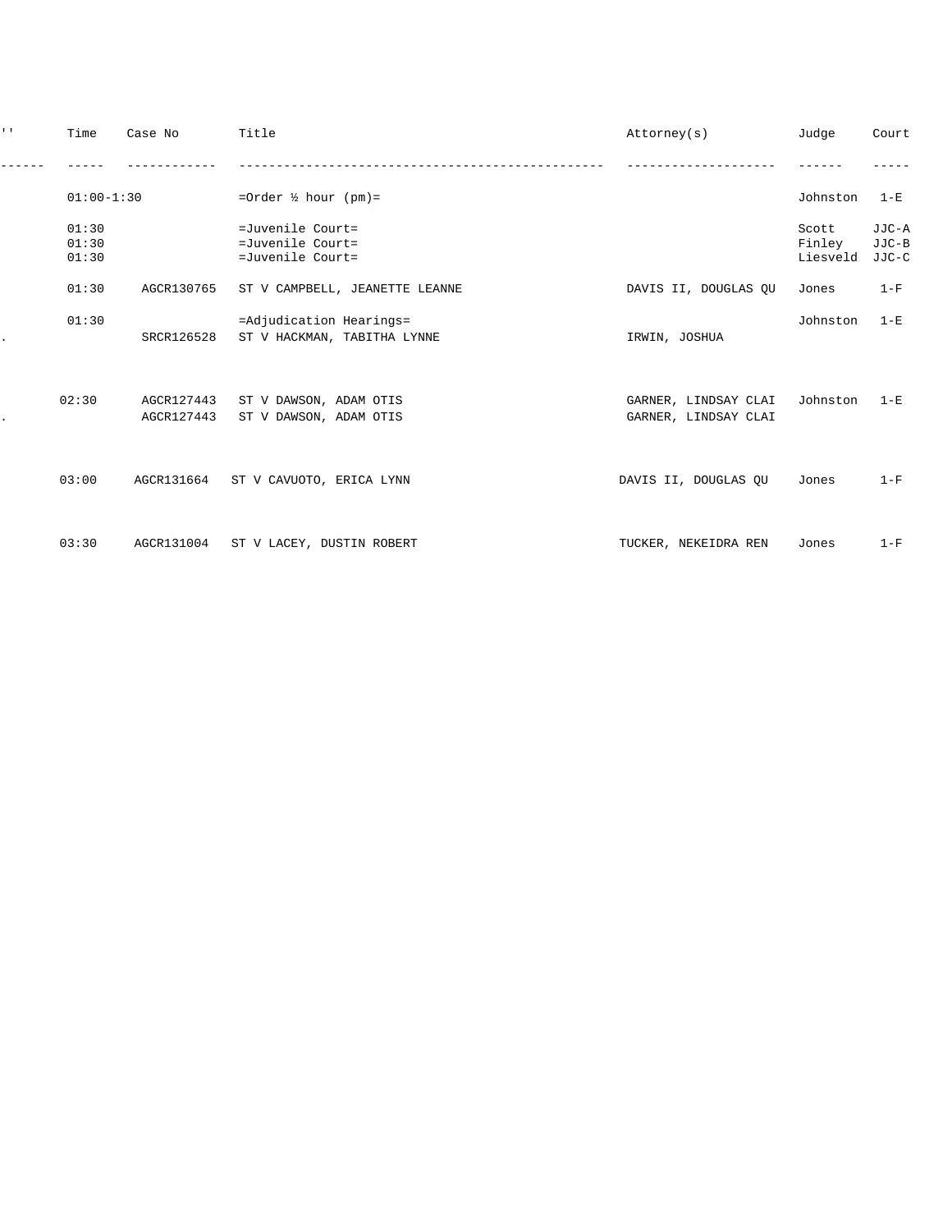| '' | Time | Case No | Title | Attorney(s) | Judge | Court |
|---|---|---|---|---|---|---|
| | 01:00-1:30 | | =Order ½ hour (pm)= | | Johnston | 1-E |
| | 01:30 | | =Juvenile Court= | | Scott | JJC-A |
| | 01:30 | | =Juvenile Court= | | Finley | JJC-B |
| | 01:30 | | =Juvenile Court= | | Liesveld | JJC-C |
| | 01:30 | AGCR130765 | ST V CAMPBELL, JEANETTE LEANNE | DAVIS II, DOUGLAS QU | Jones | 1-F |
| | 01:30 | | =Adjudication Hearings= | | Johnston | 1-E |
| . | | SRCR126528 | ST V HACKMAN, TABITHA LYNNE | IRWIN, JOSHUA | | |
| | 02:30 | AGCR127443 | ST V DAWSON, ADAM OTIS | GARNER, LINDSAY CLAI | Johnston | 1-E |
| . | | AGCR127443 | ST V DAWSON, ADAM OTIS | GARNER, LINDSAY CLAI | | |
| | 03:00 | AGCR131664 | ST V CAVUOTO, ERICA LYNN | DAVIS II, DOUGLAS QU | Jones | 1-F |
| | 03:30 | AGCR131004 | ST V LACEY, DUSTIN ROBERT | TUCKER, NEKEIDRA REN | Jones | 1-F |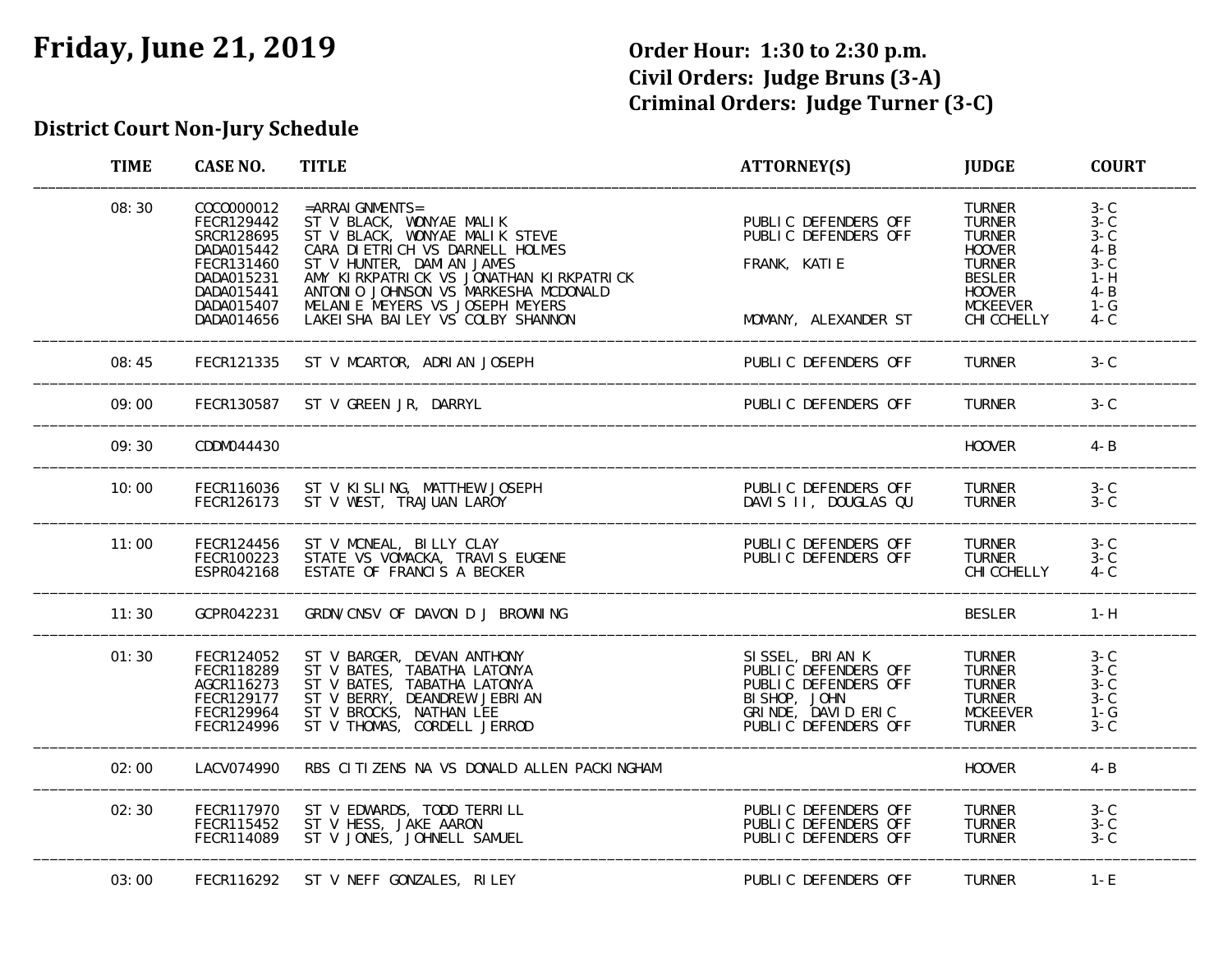# Friday, June 21, 2019

**Order Hour: 1:30 to 2:30 p.m.**
**Civil Orders: Judge Bruns (3-A)**
**Criminal Orders: Judge Turner (3-C)**

## District Court Non-Jury Schedule

| TIME | CASE NO. | TITLE | ATTORNEY(S) | JUDGE | COURT |
|---|---|---|---|---|---|
| 08:30 | COCO000012 | =ARRAIGNMENTS= | | TURNER | 3-C |
| | FECR129442 | ST V BLACK, WONYAE MALIK | PUBLIC DEFENDERS OFF | TURNER | 3-C |
| | SRCR128695 | ST V BLACK, WONYAE MALIK STEVE | PUBLIC DEFENDERS OFF | TURNER | 3-C |
| | DADA015442 | CARA DIETRICH VS DARNELL HOLMES | | HOOVER | 4-B |
| | FECR131460 | ST V HUNTER, DAMIAN JAMES | FRANK, KATIE | TURNER | 3-C |
| | DADA015231 | AMY KIRKPATRICK VS JONATHAN KIRKPATRICK | | BESLER | 1-H |
| | DADA015441 | ANTONIO JOHNSON VS MARKESHA MCDONALD | | HOOVER | 4-B |
| | DADA015407 | MELANIE MEYERS VS JOSEPH MEYERS | | MCKEEVER | 1-G |
| | DADA014656 | LAKEISHA BAILEY VS COLBY SHANNON | MOMANY, ALEXANDER ST | CHICCHELLY | 4-C |
| 08:45 | FECR121335 | ST V MCARTOR, ADRIAN JOSEPH | PUBLIC DEFENDERS OFF | TURNER | 3-C |
| 09:00 | FECR130587 | ST V GREEN JR, DARRYL | PUBLIC DEFENDERS OFF | TURNER | 3-C |
| 09:30 | CDDM044430 | | | HOOVER | 4-B |
| 10:00 | FECR116036 | ST V KISLING, MATTHEW JOSEPH | PUBLIC DEFENDERS OFF | TURNER | 3-C |
| | FECR126173 | ST V WEST, TRAJUAN LAROY | DAVIS II, DOUGLAS QU | TURNER | 3-C |
| 11:00 | FECR124456 | ST V MCNEAL, BILLY CLAY | PUBLIC DEFENDERS OFF | TURNER | 3-C |
| | FECR100223 | STATE VS VOMACKA, TRAVIS EUGENE | PUBLIC DEFENDERS OFF | TURNER | 3-C |
| | ESPR042168 | ESTATE OF FRANCIS A BECKER | | CHICCHELLY | 4-C |
| 11:30 | GCPR042231 | GRDN/CNSV OF DAVON D J BROWNING | | BESLER | 1-H |
| 01:30 | FECR124052 | ST V BARGER, DEVAN ANTHONY | SISSEL, BRIAN K | TURNER | 3-C |
| | FECR118289 | ST V BATES, TABATHA LATONYA | PUBLIC DEFENDERS OFF | TURNER | 3-C |
| | AGCR116273 | ST V BATES, TABATHA LATONYA | PUBLIC DEFENDERS OFF | TURNER | 3-C |
| | FECR129177 | ST V BERRY, DEANDREW JEBRIAN | BISHOP, JOHN | TURNER | 3-C |
| | FECR129964 | ST V BROCKS, NATHAN LEE | GRINDE, DAVID ERIC | MCKEEVER | 1-G |
| | FECR124996 | ST V THOMAS, CORDELL JERROD | PUBLIC DEFENDERS OFF | TURNER | 3-C |
| 02:00 | LACV074990 | RBS CITIZENS NA VS DONALD ALLEN PACKINGHAM | | HOOVER | 4-B |
| 02:30 | FECR117970 | ST V EDWARDS, TODD TERRILL | PUBLIC DEFENDERS OFF | TURNER | 3-C |
| | FECR115452 | ST V HESS, JAKE AARON | PUBLIC DEFENDERS OFF | TURNER | 3-C |
| | FECR114089 | ST V JONES, JOHNELL SAMUEL | PUBLIC DEFENDERS OFF | TURNER | 3-C |
| 03:00 | FECR116292 | ST V NEFF GONZALES, RILEY | PUBLIC DEFENDERS OFF | TURNER | 1-E |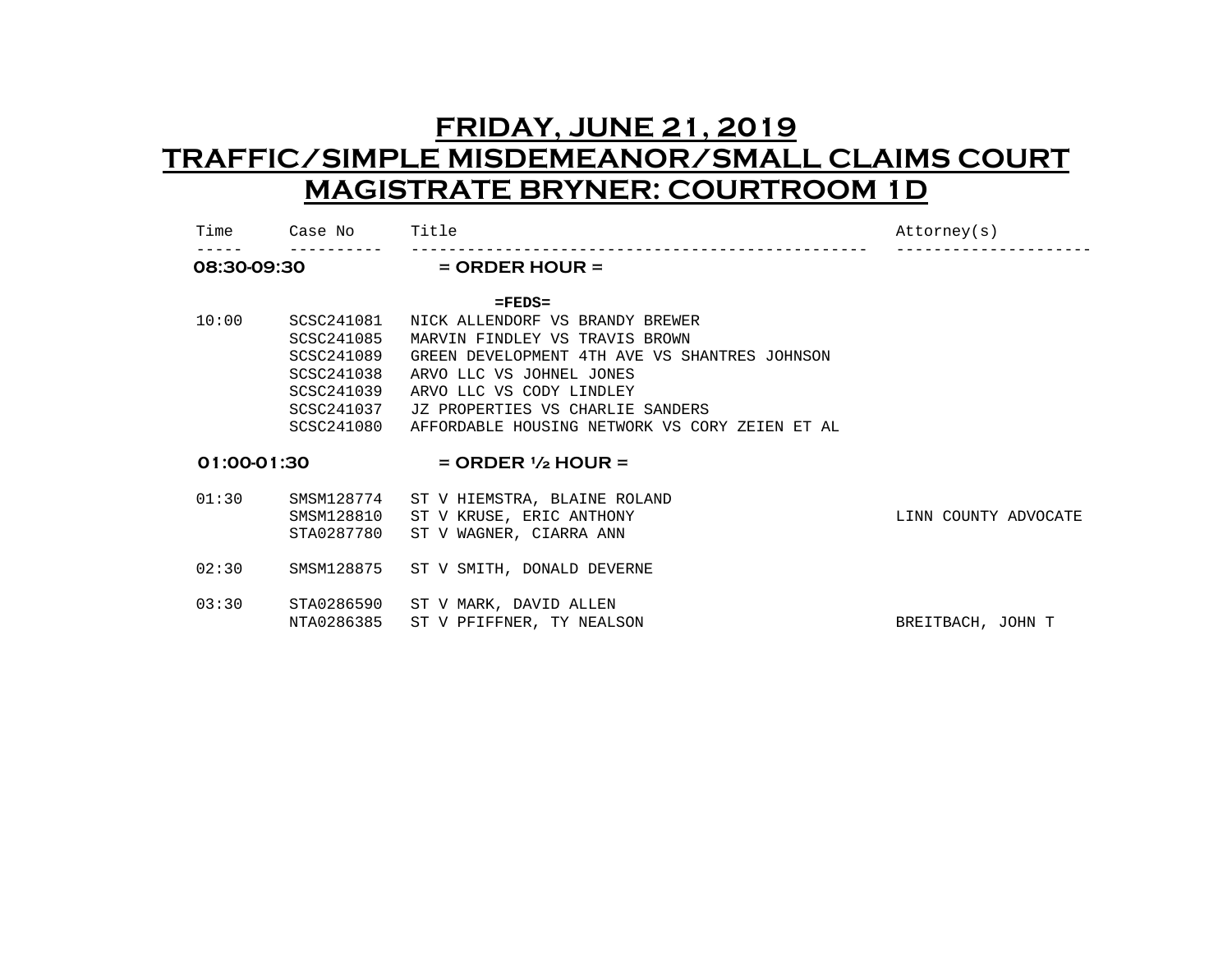# FRIDAY, JUNE 21, 2019
# TRAFFIC/SIMPLE MISDEMEANOR/SMALL CLAIMS COURT
# MAGISTRATE BRYNER: COURTROOM 1D

| Time | Case No | Title | Attorney(s) |
|---|---|---|---|
| **08:30-09:30** | | **= ORDER HOUR =** | |
| | | **=FEDS=** | |
| 10:00 | SCSC241081 | NICK ALLENDORF VS BRANDY BREWER | |
| | SCSC241085 | MARVIN FINDLEY VS TRAVIS BROWN | |
| | SCSC241089 | GREEN DEVELOPMENT 4TH AVE VS SHANTRES JOHNSON | |
| | SCSC241038 | ARVO LLC VS JOHNEL JONES | |
| | SCSC241039 | ARVO LLC VS CODY LINDLEY | |
| | SCSC241037 | JZ PROPERTIES VS CHARLIE SANDERS | |
| | SCSC241080 | AFFORDABLE HOUSING NETWORK VS CORY ZEIEN ET AL | |
| **01:00-01:30** | | **= ORDER ½ HOUR =** | |
| 01:30 | SMSM128774 | ST V HIEMSTRA, BLAINE ROLAND | |
| | SMSM128810 | ST V KRUSE, ERIC ANTHONY | LINN COUNTY ADVOCATE |
| | STA0287780 | ST V WAGNER, CIARRA ANN | |
| 02:30 | SMSM128875 | ST V SMITH, DONALD DEVERNE | |
| 03:30 | STA0286590 | ST V MARK, DAVID ALLEN | |
| | NTA0286385 | ST V PFIFFNER, TY NEALSON | BREITBACH, JOHN T |